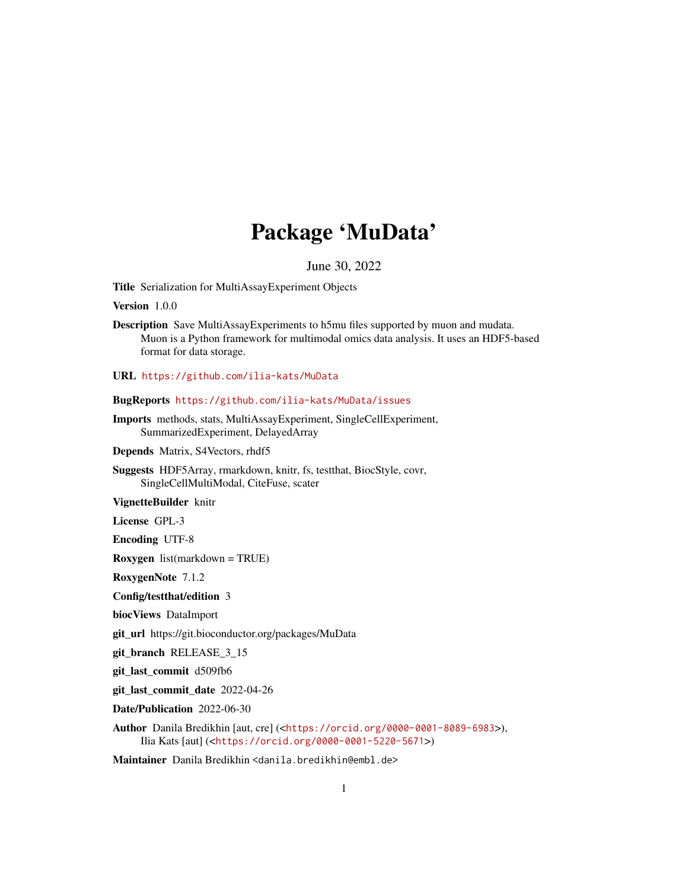# Package 'MuData'

June 30, 2022

**Title** Serialization for MultiAssayExperiment Objects

**Version** 1.0.0

**Description** Save MultiAssayExperiments to h5mu files supported by muon and mudata. Muon is a Python framework for multimodal omics data analysis. It uses an HDF5-based format for data storage.

**URL** https://github.com/ilia-kats/MuData

**BugReports** https://github.com/ilia-kats/MuData/issues

**Imports** methods, stats, MultiAssayExperiment, SingleCellExperiment, SummarizedExperiment, DelayedArray

**Depends** Matrix, S4Vectors, rhdf5

**Suggests** HDF5Array, rmarkdown, knitr, fs, testthat, BiocStyle, covr, SingleCellMultiModal, CiteFuse, scater

**VignetteBuilder** knitr

**License** GPL-3

**Encoding** UTF-8

**Roxygen** list(markdown = TRUE)

**RoxygenNote** 7.1.2

**Config/testthat/edition** 3

**biocViews** DataImport

**git_url** https://git.bioconductor.org/packages/MuData

**git_branch** RELEASE_3_15

**git_last_commit** d509fb6

**git_last_commit_date** 2022-04-26

**Date/Publication** 2022-06-30

**Author** Danila Bredikhin [aut, cre] (<https://orcid.org/0000-0001-8089-6983>), Ilia Kats [aut] (<https://orcid.org/0000-0001-5220-5671>)

**Maintainer** Danila Bredikhin <danila.bredikhin@embl.de>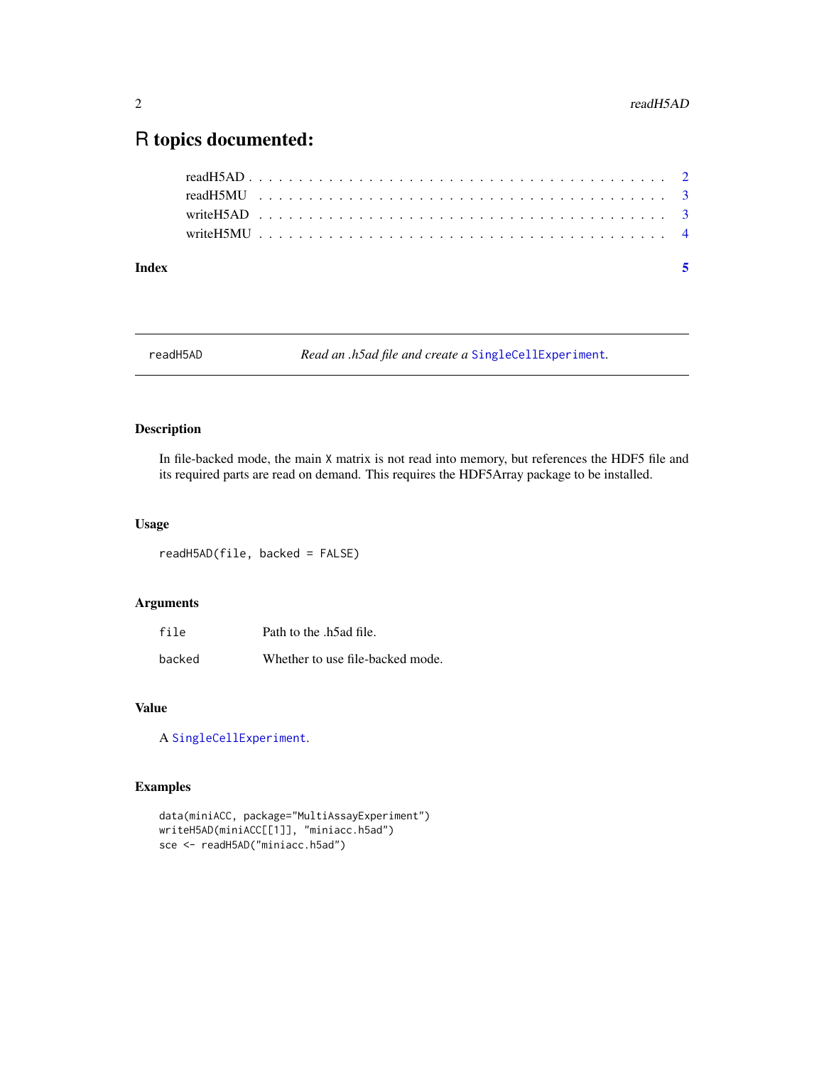# R topics documented:

readH5AD . . . . . . . . . . . . . . . . . . . . . . . . . . . . . . . . . . . . . . . . 2
readH5MU . . . . . . . . . . . . . . . . . . . . . . . . . . . . . . . . . . . . . . . . 3
writeH5AD . . . . . . . . . . . . . . . . . . . . . . . . . . . . . . . . . . . . . . . . 3
writeH5MU . . . . . . . . . . . . . . . . . . . . . . . . . . . . . . . . . . . . . . . . 4

**Index** **5**

---

## readH5AD — *Read an .h5ad file and create a* `SingleCellExperiment`*.*

---

### Description

In file-backed mode, the main `X` matrix is not read into memory, but references the HDF5 file and its required parts are read on demand. This requires the HDF5Array package to be installed.

### Usage

```
readH5AD(file, backed = FALSE)
```

### Arguments

| | |
|---|---|
| `file` | Path to the .h5ad file. |
| `backed` | Whether to use file-backed mode. |

### Value

A `SingleCellExperiment`.

### Examples

```
data(miniACC, package="MultiAssayExperiment")
writeH5AD(miniACC[[1]], "miniacc.h5ad")
sce <- readH5AD("miniacc.h5ad")
```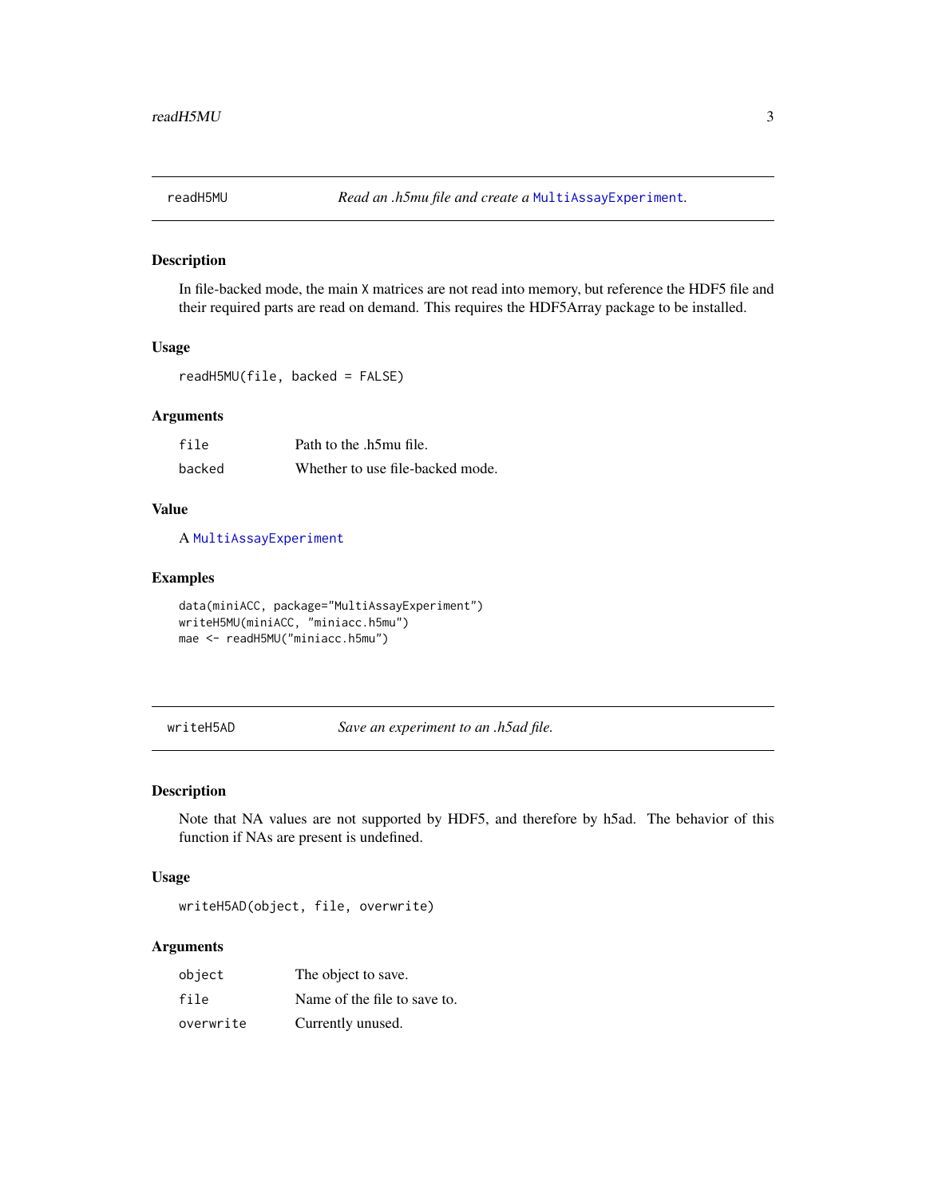## readH5MU — *Read an .h5mu file and create a `MultiAssayExperiment`.*

### Description

In file-backed mode, the main `X` matrices are not read into memory, but reference the HDF5 file and their required parts are read on demand. This requires the HDF5Array package to be installed.

### Usage

```
readH5MU(file, backed = FALSE)
```

### Arguments

| | |
|---|---|
| `file` | Path to the .h5mu file. |
| `backed` | Whether to use file-backed mode. |

### Value

A `MultiAssayExperiment`

### Examples

```
data(miniACC, package="MultiAssayExperiment")
writeH5MU(miniACC, "miniacc.h5mu")
mae <- readH5MU("miniacc.h5mu")
```

## writeH5AD — *Save an experiment to an .h5ad file.*

### Description

Note that NA values are not supported by HDF5, and therefore by h5ad. The behavior of this function if NAs are present is undefined.

### Usage

```
writeH5AD(object, file, overwrite)
```

### Arguments

| | |
|---|---|
| `object` | The object to save. |
| `file` | Name of the file to save to. |
| `overwrite` | Currently unused. |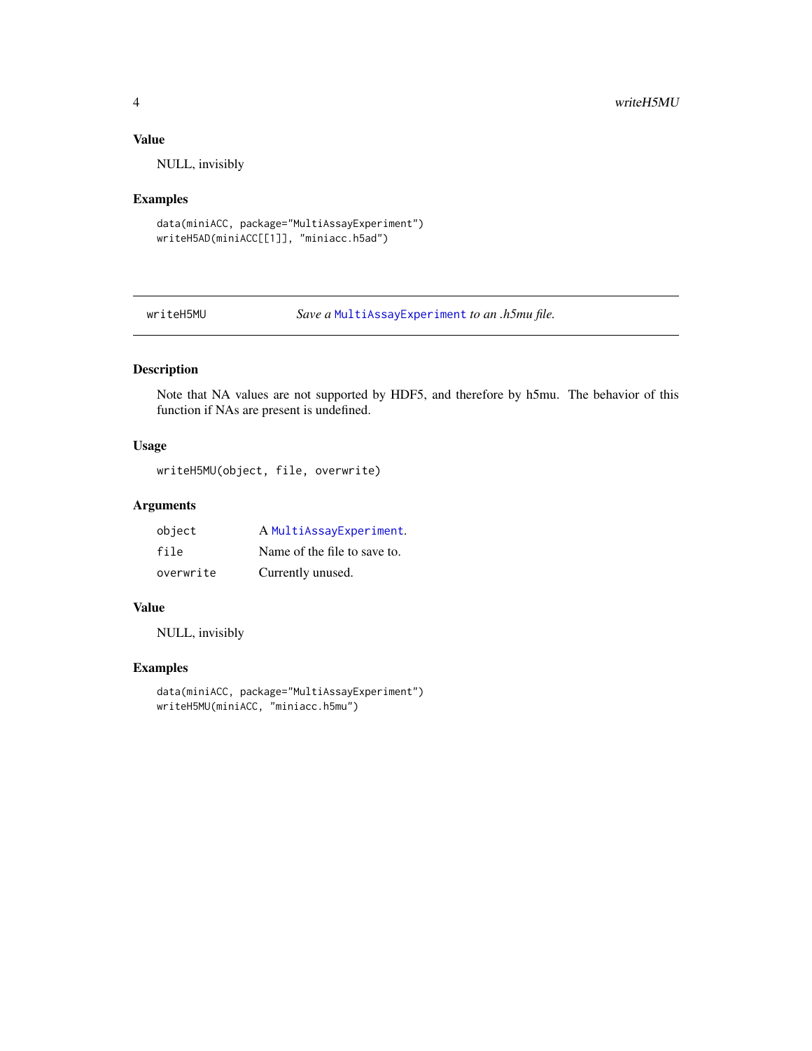### Value

NULL, invisibly

### Examples

```
data(miniACC, package="MultiAssayExperiment")
writeH5AD(miniACC[[1]], "miniacc.h5ad")
```

---

## writeH5MU — *Save a* `MultiAssayExperiment` *to an .h5mu file.*

---

### Description

Note that NA values are not supported by HDF5, and therefore by h5mu. The behavior of this function if NAs are present is undefined.

### Usage

```
writeH5MU(object, file, overwrite)
```

### Arguments

| | |
|---|---|
| `object` | A `MultiAssayExperiment`. |
| `file` | Name of the file to save to. |
| `overwrite` | Currently unused. |

### Value

NULL, invisibly

### Examples

```
data(miniACC, package="MultiAssayExperiment")
writeH5MU(miniACC, "miniacc.h5mu")
```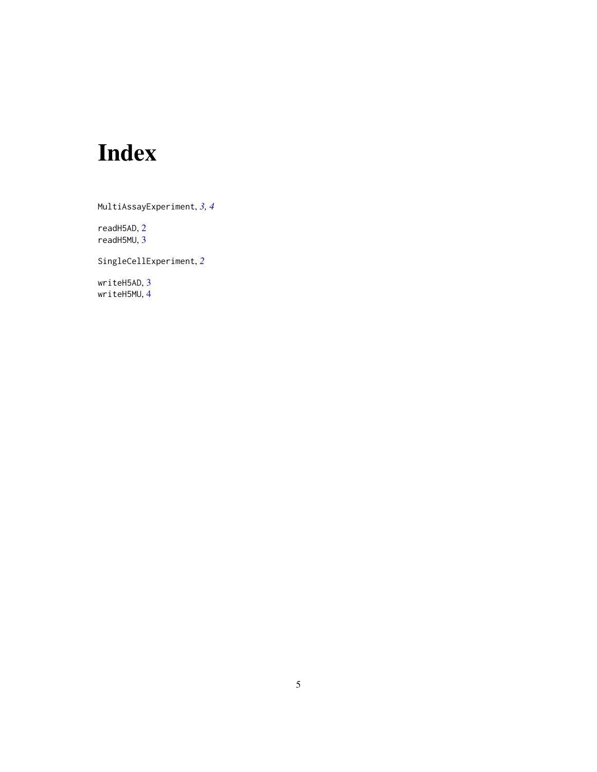# Index

MultiAssayExperiment, *3*, *4*

readH5AD, 2
readH5MU, 3

SingleCellExperiment, *2*

writeH5AD, 3
writeH5MU, 4